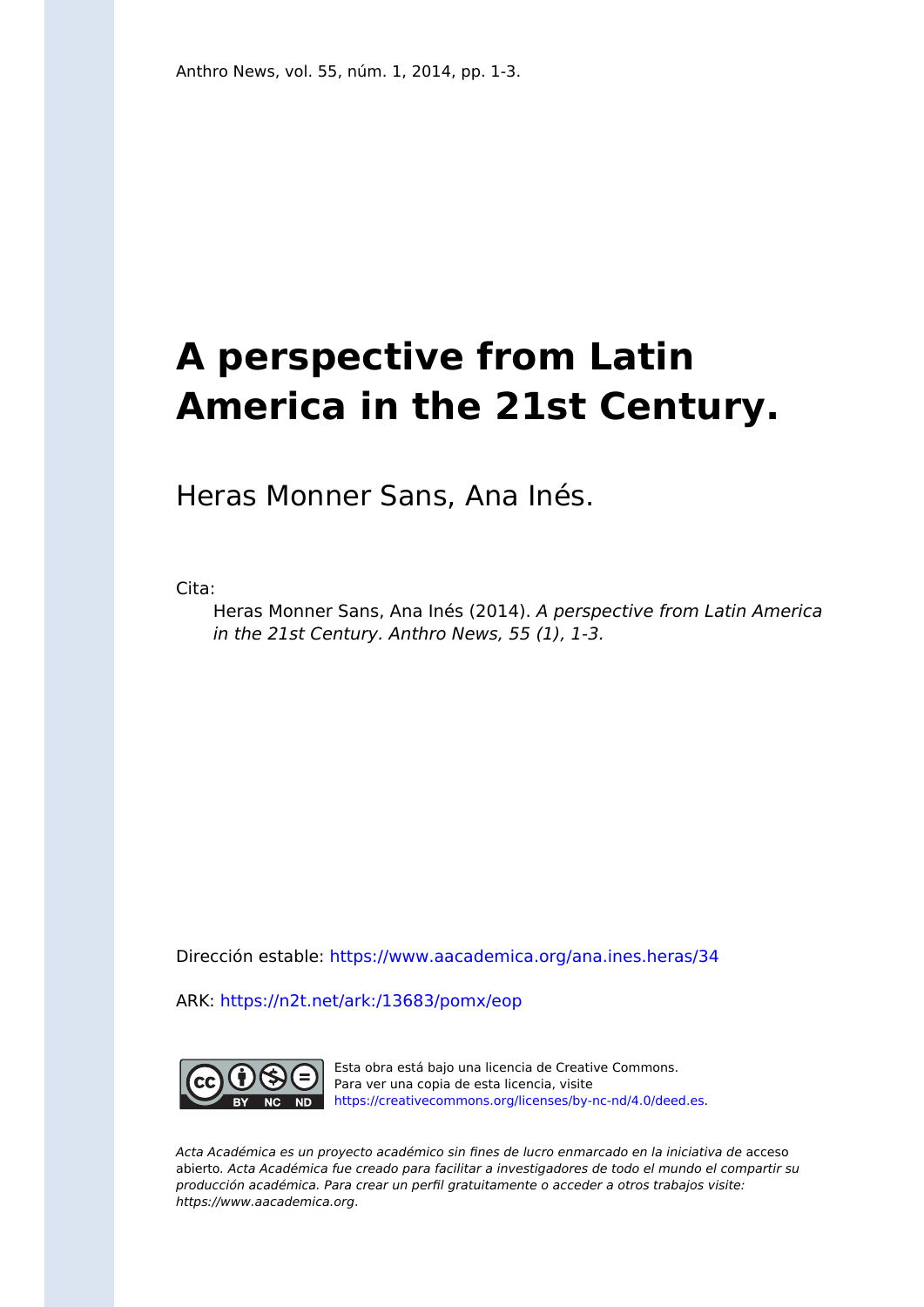Anthro News, vol. 55, núm. 1, 2014, pp. 1-3.

# A perspective from Latin America in the 21st Century.

Heras Monner Sans, Ana Inés.

Cita:

> Heras Monner Sans, Ana Inés (2014). *A perspective from Latin America in the 21st Century. Anthro News, 55 (1), 1-3.*

Dirección estable: https://www.aacademica.org/ana.ines.heras/34

ARK: https://n2t.net/ark:/13683/pomx/eop

Esta obra está bajo una licencia de Creative Commons. Para ver una copia de esta licencia, visite https://creativecommons.org/licenses/by-nc-nd/4.0/deed.es.

*Acta Académica es un proyecto académico sin fines de lucro enmarcado en la iniciativa de* acceso abierto. *Acta Académica fue creado para facilitar a investigadores de todo el mundo el compartir su producción académica. Para crear un perfil gratuitamente o acceder a otros trabajos visite: https://www.aacademica.org.*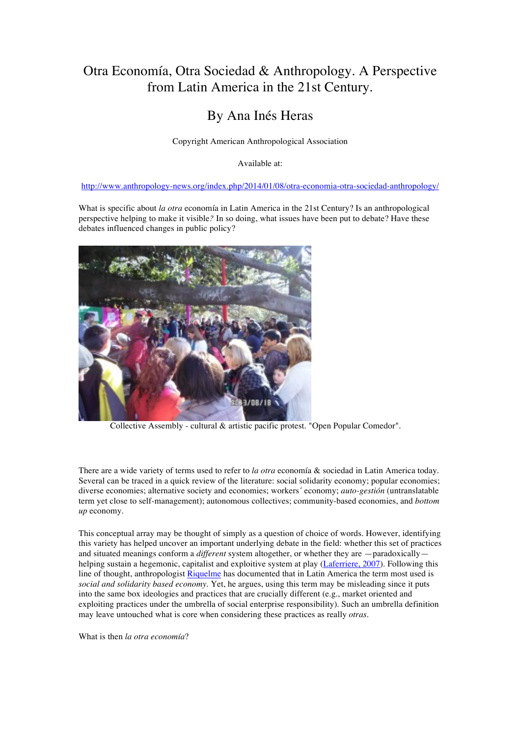# Otra Economía, Otra Sociedad & Anthropology. A Perspective from Latin America in the 21st Century.

## By Ana Inés Heras

Copyright American Anthropological Association

Available at:

http://www.anthropology-news.org/index.php/2014/01/08/otra-economia-otra-sociedad-anthropology/

What is specific about *la otra* economía in Latin America in the 21st Century? Is an anthropological perspective helping to make it visible*?* In so doing, what issues have been put to debate? Have these debates influenced changes in public policy?

Collective Assembly - cultural & artistic pacific protest. "Open Popular Comedor".

There are a wide variety of terms used to refer to *la otra* economía & sociedad in Latin America today. Several can be traced in a quick review of the literature: social solidarity economy; popular economies; diverse economies; alternative society and economies; workers´ economy; *auto-gestión* (untranslatable term yet close to self-management); autonomous collectives; community-based economies, and *bottom up* economy.

This conceptual array may be thought of simply as a question of choice of words. However, identifying this variety has helped uncover an important underlying debate in the field: whether this set of practices and situated meanings conform a *different* system altogether, or whether they are —paradoxically— helping sustain a hegemonic, capitalist and exploitive system at play (Laferriere, 2007). Following this line of thought, anthropologist Riquelme has documented that in Latin America the term most used is *social and solidarity based economy*. Yet, he argues, using this term may be misleading since it puts into the same box ideologies and practices that are crucially different (e.g., market oriented and exploiting practices under the umbrella of social enterprise responsibility). Such an umbrella definition may leave untouched what is core when considering these practices as really *otras*.

What is then *la otra economía*?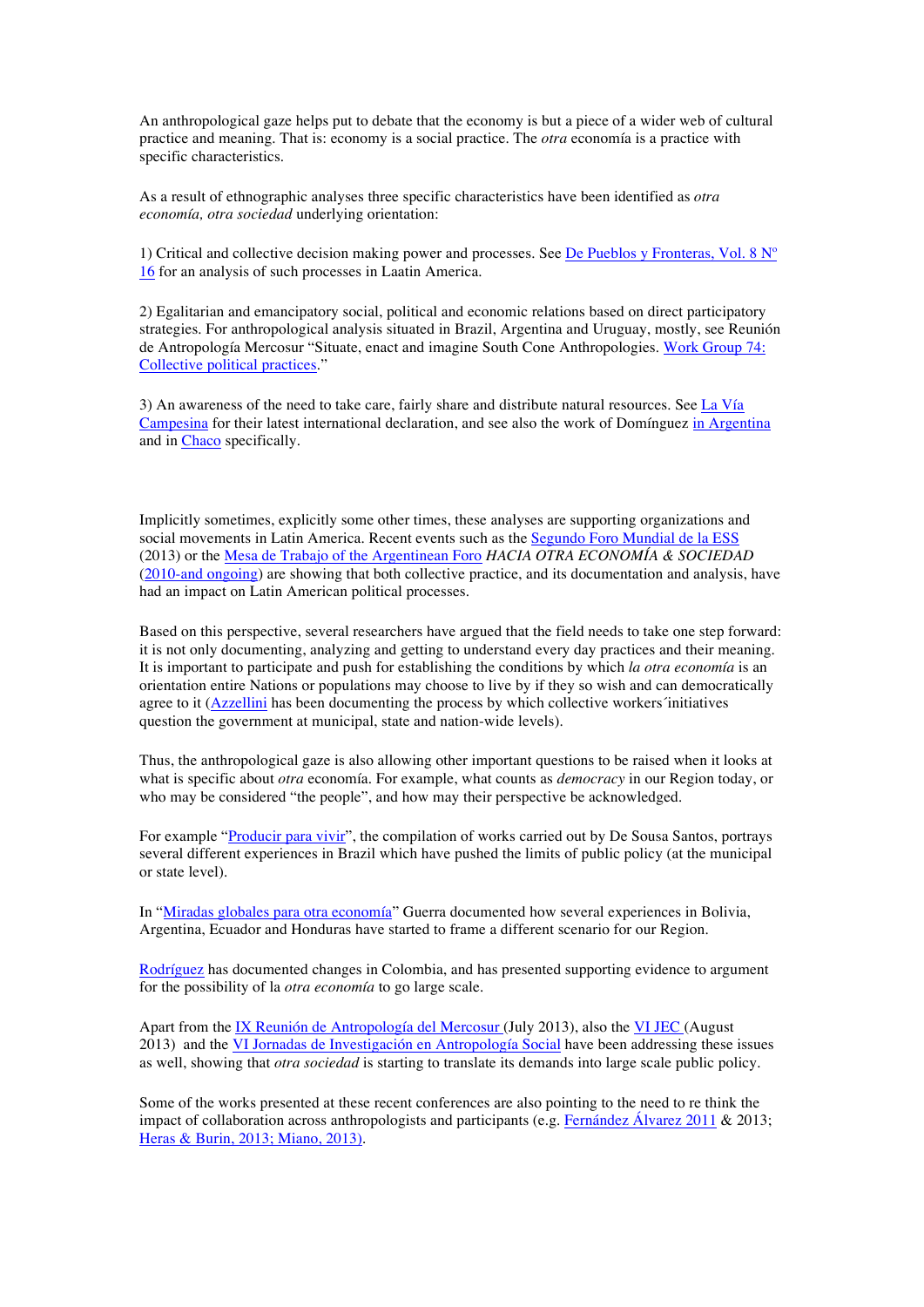An anthropological gaze helps put to debate that the economy is but a piece of a wider web of cultural practice and meaning. That is: economy is a social practice. The *otra* economía is a practice with specific characteristics.

As a result of ethnographic analyses three specific characteristics have been identified as *otra economía, otra sociedad* underlying orientation:

1) Critical and collective decision making power and processes. See De Pueblos y Fronteras, Vol. 8 Nº 16 for an analysis of such processes in Laatin America.

2) Egalitarian and emancipatory social, political and economic relations based on direct participatory strategies. For anthropological analysis situated in Brazil, Argentina and Uruguay, mostly, see Reunión de Antropología Mercosur "Situate, enact and imagine South Cone Anthropologies. Work Group 74: Collective political practices."

3) An awareness of the need to take care, fairly share and distribute natural resources. See La Vía Campesina for their latest international declaration, and see also the work of Domínguez in Argentina and in Chaco specifically.

Implicitly sometimes, explicitly some other times, these analyses are supporting organizations and social movements in Latin America. Recent events such as the Segundo Foro Mundial de la ESS (2013) or the Mesa de Trabajo of the Argentinean Foro *HACIA OTRA ECONOMÍA & SOCIEDAD* (2010-and ongoing) are showing that both collective practice, and its documentation and analysis, have had an impact on Latin American political processes.

Based on this perspective, several researchers have argued that the field needs to take one step forward: it is not only documenting, analyzing and getting to understand every day practices and their meaning. It is important to participate and push for establishing the conditions by which *la otra economía* is an orientation entire Nations or populations may choose to live by if they so wish and can democratically agree to it (Azzellini has been documenting the process by which collective workers´initiatives question the government at municipal, state and nation-wide levels).

Thus, the anthropological gaze is also allowing other important questions to be raised when it looks at what is specific about *otra* economía. For example, what counts as *democracy* in our Region today, or who may be considered "the people", and how may their perspective be acknowledged.

For example "Producir para vivir", the compilation of works carried out by De Sousa Santos, portrays several different experiences in Brazil which have pushed the limits of public policy (at the municipal or state level).

In "Miradas globales para otra economía" Guerra documented how several experiences in Bolivia, Argentina, Ecuador and Honduras have started to frame a different scenario for our Region.

Rodríguez has documented changes in Colombia, and has presented supporting evidence to argument for the possibility of la *otra economía* to go large scale.

Apart from the IX Reunión de Antropología del Mercosur (July 2013), also the VI JEC (August 2013) and the VI Jornadas de Investigación en Antropología Social have been addressing these issues as well, showing that *otra sociedad* is starting to translate its demands into large scale public policy.

Some of the works presented at these recent conferences are also pointing to the need to re think the impact of collaboration across anthropologists and participants (e.g. Fernández Álvarez 2011 & 2013; Heras & Burin, 2013; Miano, 2013).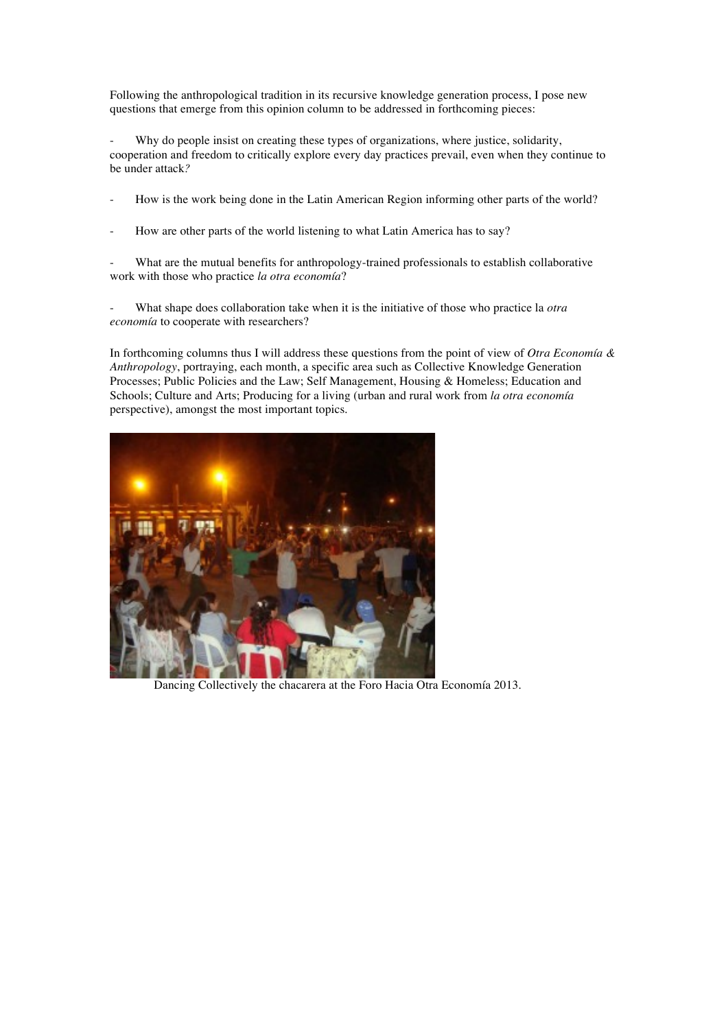Following the anthropological tradition in its recursive knowledge generation process, I pose new questions that emerge from this opinion column to be addressed in forthcoming pieces:

- Why do people insist on creating these types of organizations, where justice, solidarity, cooperation and freedom to critically explore every day practices prevail, even when they continue to be under attack?

- How is the work being done in the Latin American Region informing other parts of the world?

- How are other parts of the world listening to what Latin America has to say?

- What are the mutual benefits for anthropology-trained professionals to establish collaborative work with those who practice *la otra economía*?

- What shape does collaboration take when it is the initiative of those who practice la *otra economía* to cooperate with researchers?

In forthcoming columns thus I will address these questions from the point of view of *Otra Economía & Anthropology*, portraying, each month, a specific area such as Collective Knowledge Generation Processes; Public Policies and the Law; Self Management, Housing & Homeless; Education and Schools; Culture and Arts; Producing for a living (urban and rural work from *la otra economía* perspective), amongst the most important topics.

Dancing Collectively the chacarera at the Foro Hacia Otra Economía 2013.